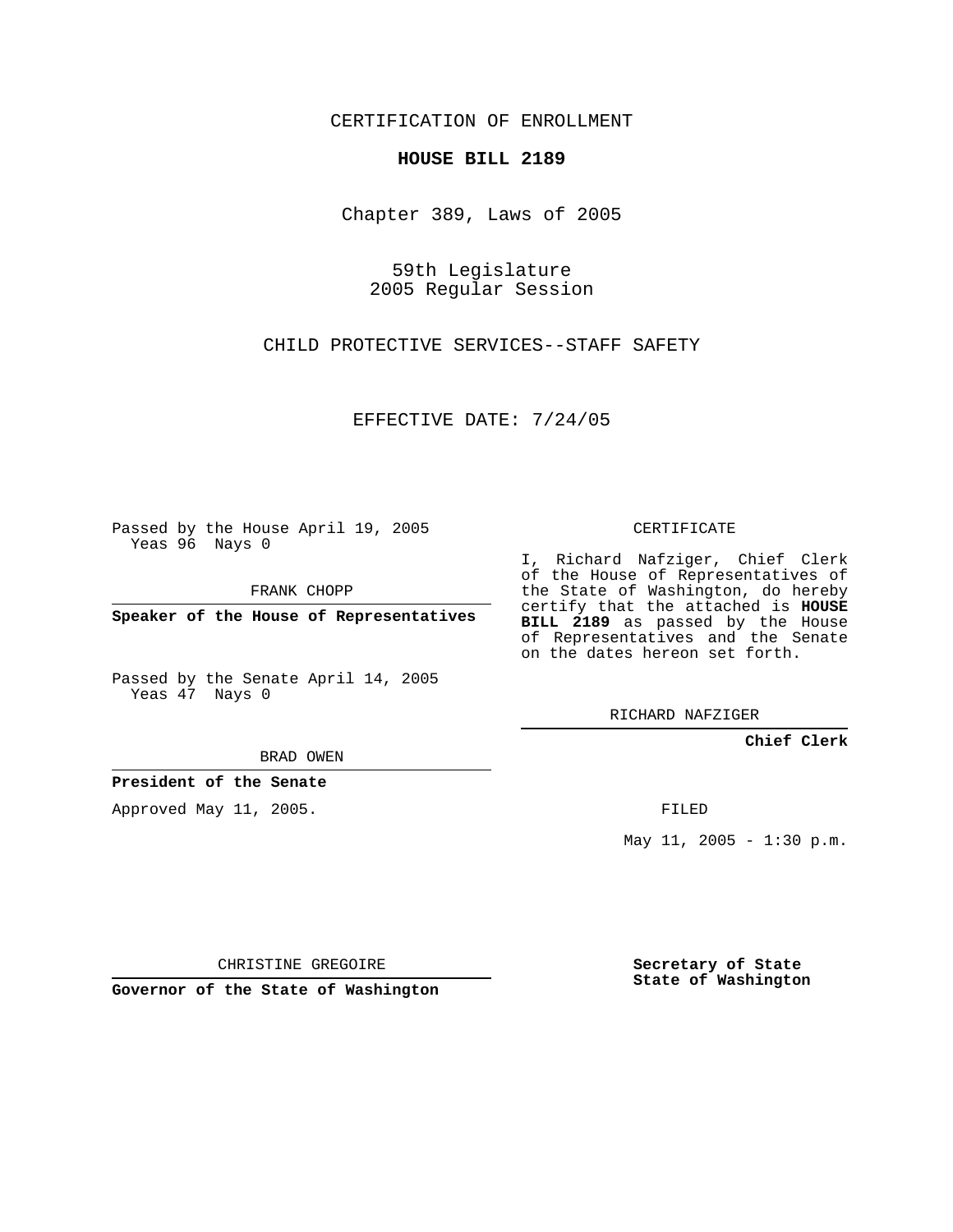CERTIFICATION OF ENROLLMENT

**HOUSE BILL 2189**

Chapter 389, Laws of 2005

59th Legislature
2005 Regular Session

CHILD PROTECTIVE SERVICES--STAFF SAFETY

EFFECTIVE DATE: 7/24/05

Passed by the House April 19, 2005
Yeas 96 Nays 0

FRANK CHOPP

**Speaker of the House of Representatives**

Passed by the Senate April 14, 2005
Yeas 47 Nays 0

BRAD OWEN

**President of the Senate**

Approved May 11, 2005.

CHRISTINE GREGOIRE

**Governor of the State of Washington**

CERTIFICATE

I, Richard Nafziger, Chief Clerk of the House of Representatives of the State of Washington, do hereby certify that the attached is **HOUSE BILL 2189** as passed by the House of Representatives and the Senate on the dates hereon set forth.

RICHARD NAFZIGER

**Chief Clerk**

FILED

May 11, 2005 - 1:30 p.m.

**Secretary of State**
**State of Washington**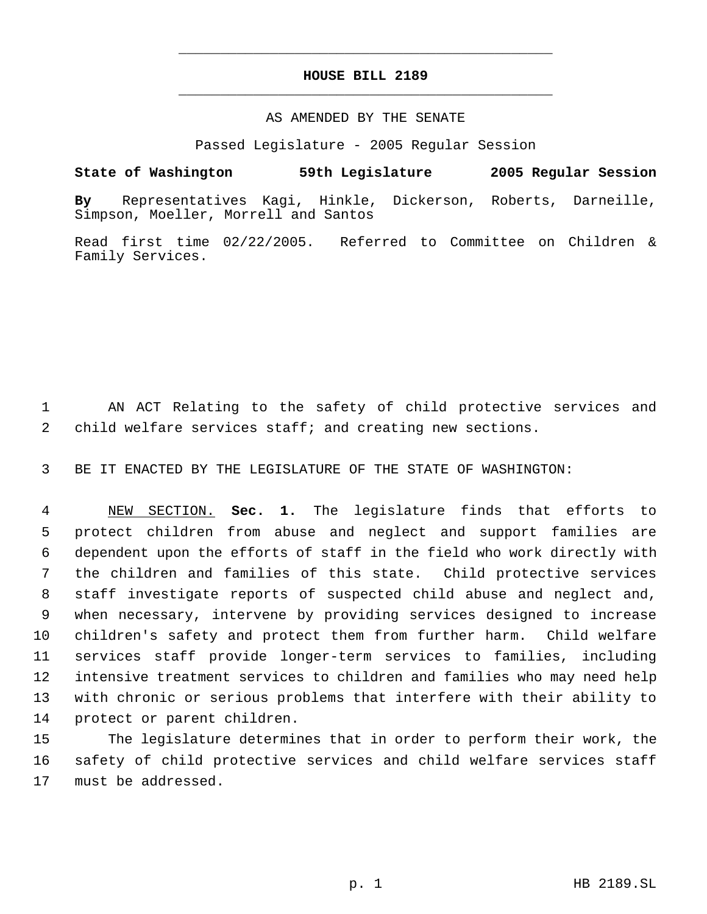# HOUSE BILL 2189

AS AMENDED BY THE SENATE

Passed Legislature - 2005 Regular Session

**State of Washington 59th Legislature 2005 Regular Session**

**By** Representatives Kagi, Hinkle, Dickerson, Roberts, Darneille, Simpson, Moeller, Morrell and Santos

Read first time 02/22/2005. Referred to Committee on Children & Family Services.

AN ACT Relating to the safety of child protective services and child welfare services staff; and creating new sections.

BE IT ENACTED BY THE LEGISLATURE OF THE STATE OF WASHINGTON:

NEW SECTION. **Sec. 1.** The legislature finds that efforts to protect children from abuse and neglect and support families are dependent upon the efforts of staff in the field who work directly with the children and families of this state. Child protective services staff investigate reports of suspected child abuse and neglect and, when necessary, intervene by providing services designed to increase children's safety and protect them from further harm. Child welfare services staff provide longer-term services to families, including intensive treatment services to children and families who may need help with chronic or serious problems that interfere with their ability to protect or parent children.

The legislature determines that in order to perform their work, the safety of child protective services and child welfare services staff must be addressed.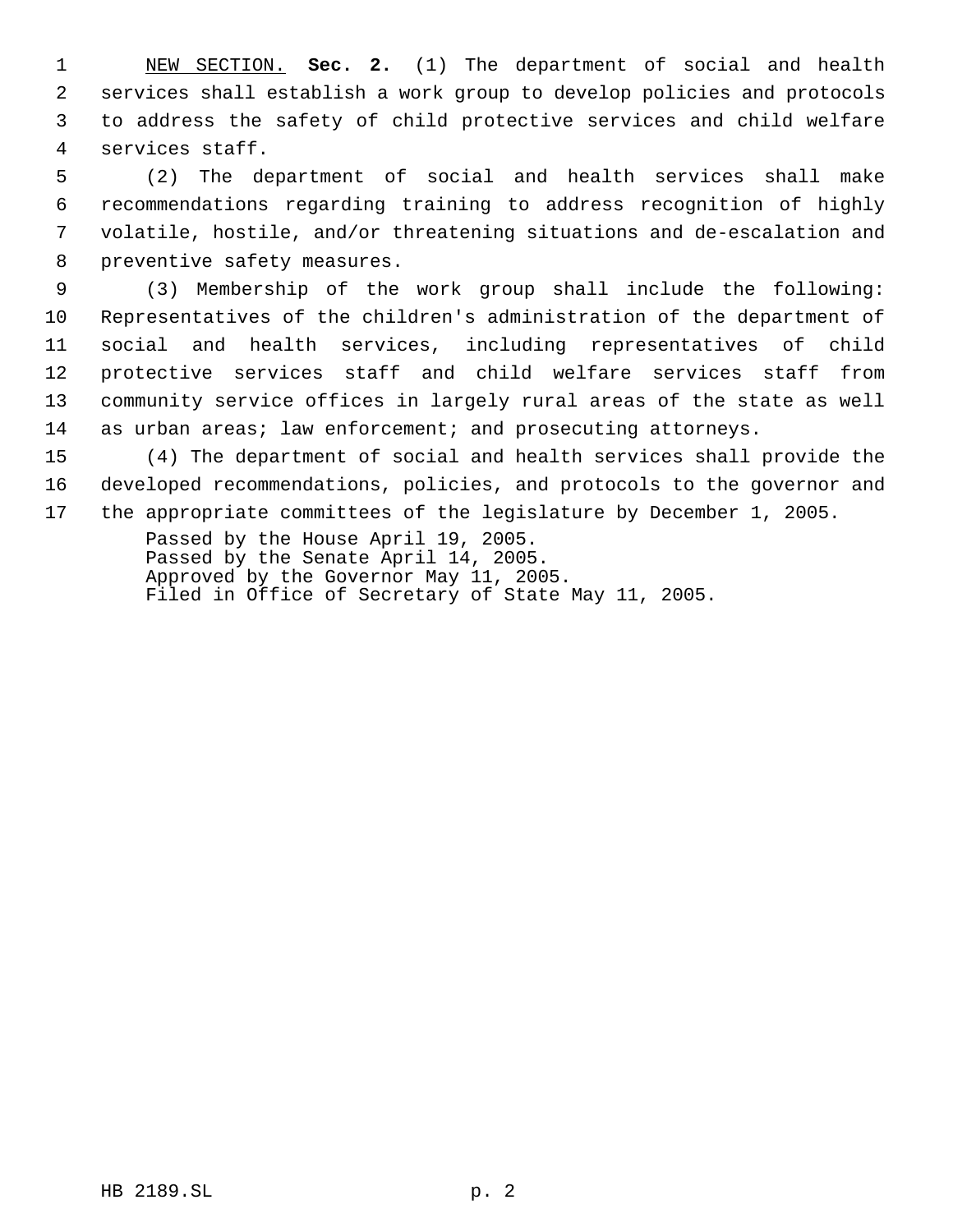NEW SECTION. **Sec. 2.** (1) The department of social and health services shall establish a work group to develop policies and protocols to address the safety of child protective services and child welfare services staff.

(2) The department of social and health services shall make recommendations regarding training to address recognition of highly volatile, hostile, and/or threatening situations and de-escalation and preventive safety measures.

(3) Membership of the work group shall include the following: Representatives of the children's administration of the department of social and health services, including representatives of child protective services staff and child welfare services staff from community service offices in largely rural areas of the state as well as urban areas; law enforcement; and prosecuting attorneys.

(4) The department of social and health services shall provide the developed recommendations, policies, and protocols to the governor and the appropriate committees of the legislature by December 1, 2005.

Passed by the House April 19, 2005.
Passed by the Senate April 14, 2005.
Approved by the Governor May 11, 2005.
Filed in Office of Secretary of State May 11, 2005.